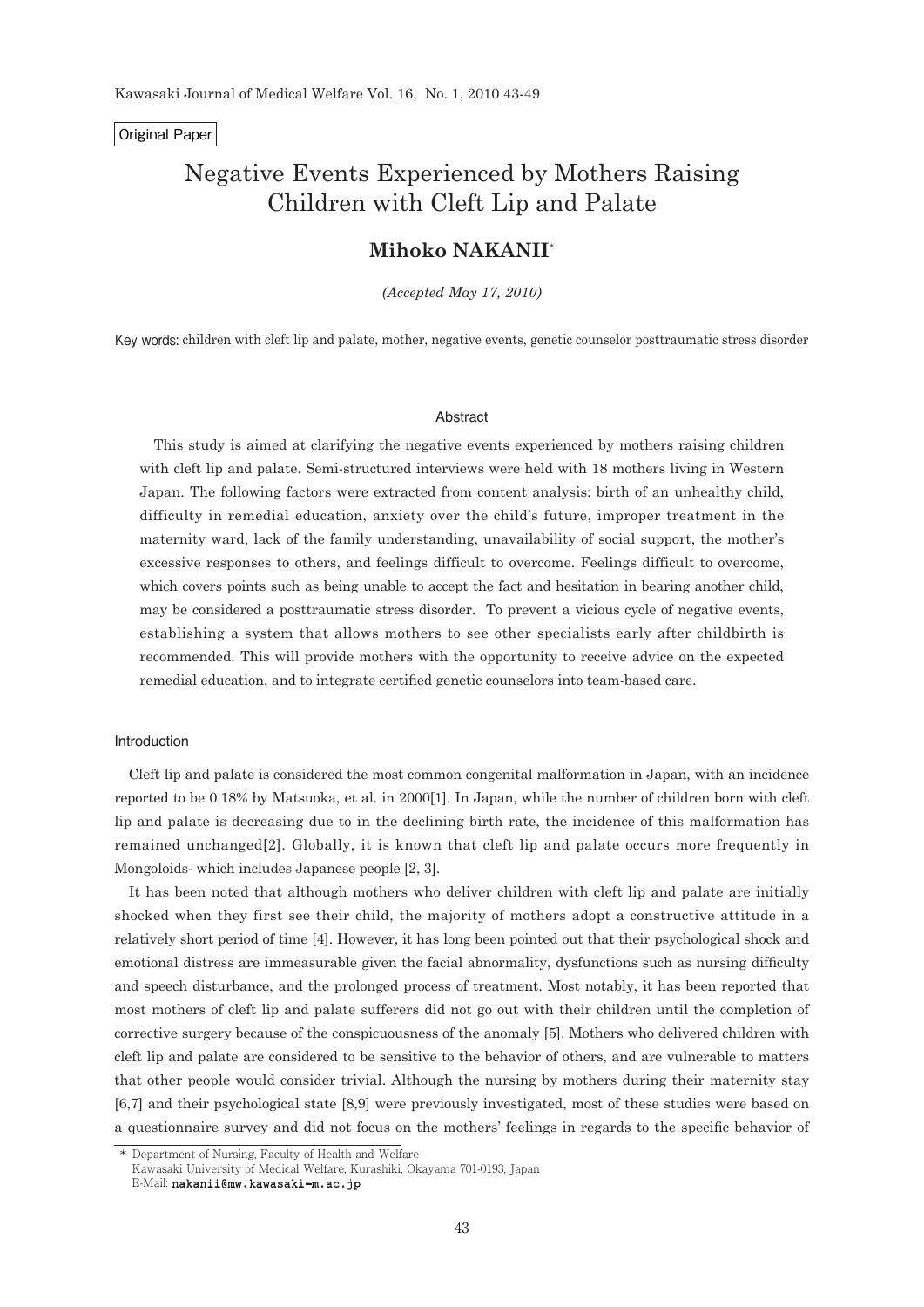Original Paper

# Negative Events Experienced by Mothers Raising Children with Cleft Lip and Palate

## Mihoko NAKANII*

*(Accepted May 17, 2010)*

Key words: children with cleft lip and palate, mother, negative events, genetic counselor posttraumatic stress disorder

### Abstract

This study is aimed at clarifying the negative events experienced by mothers raising children with cleft lip and palate. Semi-structured interviews were held with 18 mothers living in Western Japan. The following factors were extracted from content analysis: birth of an unhealthy child, difficulty in remedial education, anxiety over the child's future, improper treatment in the maternity ward, lack of the family understanding, unavailability of social support, the mother's excessive responses to others, and feelings difficult to overcome. Feelings difficult to overcome, which covers points such as being unable to accept the fact and hesitation in bearing another child, may be considered a posttraumatic stress disorder. To prevent a vicious cycle of negative events, establishing a system that allows mothers to see other specialists early after childbirth is recommended. This will provide mothers with the opportunity to receive advice on the expected remedial education, and to integrate certified genetic counselors into team-based care.

### Introduction

Cleft lip and palate is considered the most common congenital malformation in Japan, with an incidence reported to be 0.18% by Matsuoka, et al. in 2000[1]. In Japan, while the number of children born with cleft lip and palate is decreasing due to in the declining birth rate, the incidence of this malformation has remained unchanged[2]. Globally, it is known that cleft lip and palate occurs more frequently in Mongoloids- which includes Japanese people [2, 3].

It has been noted that although mothers who deliver children with cleft lip and palate are initially shocked when they first see their child, the majority of mothers adopt a constructive attitude in a relatively short period of time [4]. However, it has long been pointed out that their psychological shock and emotional distress are immeasurable given the facial abnormality, dysfunctions such as nursing difficulty and speech disturbance, and the prolonged process of treatment. Most notably, it has been reported that most mothers of cleft lip and palate sufferers did not go out with their children until the completion of corrective surgery because of the conspicuousness of the anomaly [5]. Mothers who delivered children with cleft lip and palate are considered to be sensitive to the behavior of others, and are vulnerable to matters that other people would consider trivial. Although the nursing by mothers during their maternity stay [6,7] and their psychological state [8,9] were previously investigated, most of these studies were based on a questionnaire survey and did not focus on the mothers' feelings in regards to the specific behavior of

\* Department of Nursing, Faculty of Health and Welfare
Kawasaki University of Medical Welfare, Kurashiki, Okayama 701-0193, Japan
E-Mail: nakanii@mw.kawasaki-m.ac.jp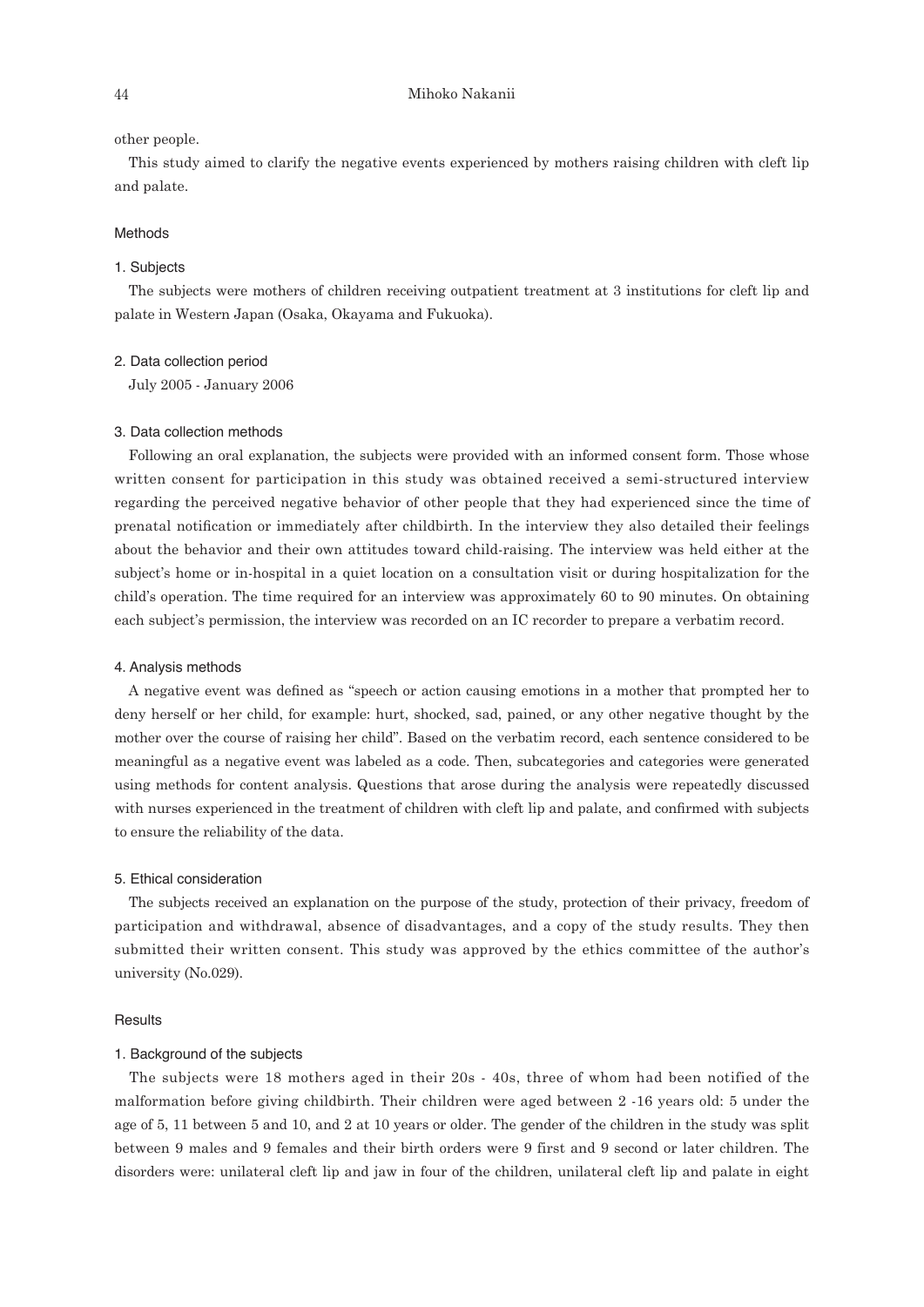other people.

This study aimed to clarify the negative events experienced by mothers raising children with cleft lip and palate.

## Methods

### 1. Subjects

The subjects were mothers of children receiving outpatient treatment at 3 institutions for cleft lip and palate in Western Japan (Osaka, Okayama and Fukuoka).

### 2. Data collection period

July 2005 - January 2006

### 3. Data collection methods

Following an oral explanation, the subjects were provided with an informed consent form. Those whose written consent for participation in this study was obtained received a semi-structured interview regarding the perceived negative behavior of other people that they had experienced since the time of prenatal notification or immediately after childbirth. In the interview they also detailed their feelings about the behavior and their own attitudes toward child-raising. The interview was held either at the subject's home or in-hospital in a quiet location on a consultation visit or during hospitalization for the child's operation. The time required for an interview was approximately 60 to 90 minutes. On obtaining each subject's permission, the interview was recorded on an IC recorder to prepare a verbatim record.

### 4. Analysis methods

A negative event was defined as "speech or action causing emotions in a mother that prompted her to deny herself or her child, for example: hurt, shocked, sad, pained, or any other negative thought by the mother over the course of raising her child". Based on the verbatim record, each sentence considered to be meaningful as a negative event was labeled as a code. Then, subcategories and categories were generated using methods for content analysis. Questions that arose during the analysis were repeatedly discussed with nurses experienced in the treatment of children with cleft lip and palate, and confirmed with subjects to ensure the reliability of the data.

### 5. Ethical consideration

The subjects received an explanation on the purpose of the study, protection of their privacy, freedom of participation and withdrawal, absence of disadvantages, and a copy of the study results. They then submitted their written consent. This study was approved by the ethics committee of the author's university (No.029).

## Results

### 1. Background of the subjects

The subjects were 18 mothers aged in their 20s - 40s, three of whom had been notified of the malformation before giving childbirth. Their children were aged between 2 -16 years old: 5 under the age of 5, 11 between 5 and 10, and 2 at 10 years or older. The gender of the children in the study was split between 9 males and 9 females and their birth orders were 9 first and 9 second or later children. The disorders were: unilateral cleft lip and jaw in four of the children, unilateral cleft lip and palate in eight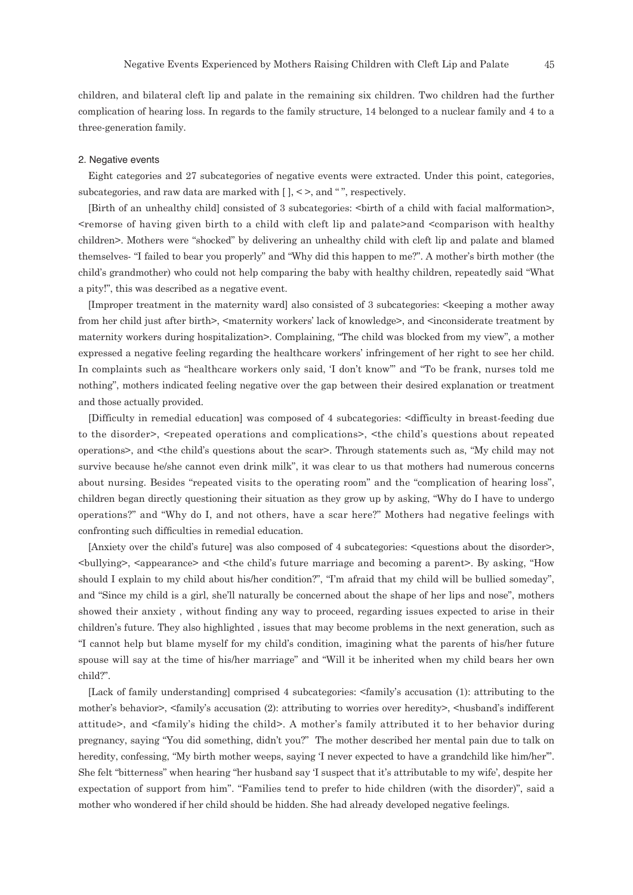children, and bilateral cleft lip and palate in the remaining six children. Two children had the further complication of hearing loss. In regards to the family structure, 14 belonged to a nuclear family and 4 to a three-generation family.

### 2. Negative events

Eight categories and 27 subcategories of negative events were extracted. Under this point, categories, subcategories, and raw data are marked with [ ], < >, and " ", respectively.

[Birth of an unhealthy child] consisted of 3 subcategories: <birth of a child with facial malformation>, <remorse of having given birth to a child with cleft lip and palate>and <comparison with healthy children>. Mothers were "shocked" by delivering an unhealthy child with cleft lip and palate and blamed themselves- "I failed to bear you properly" and "Why did this happen to me?". A mother's birth mother (the child's grandmother) who could not help comparing the baby with healthy children, repeatedly said "What a pity!", this was described as a negative event.

[Improper treatment in the maternity ward] also consisted of 3 subcategories: <keeping a mother away from her child just after birth>, <maternity workers' lack of knowledge>, and <inconsiderate treatment by maternity workers during hospitalization>. Complaining, "The child was blocked from my view", a mother expressed a negative feeling regarding the healthcare workers' infringement of her right to see her child. In complaints such as "healthcare workers only said, 'I don't know'" and "To be frank, nurses told me nothing", mothers indicated feeling negative over the gap between their desired explanation or treatment and those actually provided.

[Difficulty in remedial education] was composed of 4 subcategories: <difficulty in breast-feeding due to the disorder>, <repeated operations and complications>, <the child's questions about repeated operations>, and <the child's questions about the scar>. Through statements such as, "My child may not survive because he/she cannot even drink milk", it was clear to us that mothers had numerous concerns about nursing. Besides "repeated visits to the operating room" and the "complication of hearing loss", children began directly questioning their situation as they grow up by asking, "Why do I have to undergo operations?" and "Why do I, and not others, have a scar here?" Mothers had negative feelings with confronting such difficulties in remedial education.

[Anxiety over the child's future] was also composed of 4 subcategories: <questions about the disorder>, <bullying>, <appearance> and <the child's future marriage and becoming a parent>. By asking, "How should I explain to my child about his/her condition?", "I'm afraid that my child will be bullied someday", and "Since my child is a girl, she'll naturally be concerned about the shape of her lips and nose", mothers showed their anxiety , without finding any way to proceed, regarding issues expected to arise in their children's future. They also highlighted , issues that may become problems in the next generation, such as "I cannot help but blame myself for my child's condition, imagining what the parents of his/her future spouse will say at the time of his/her marriage" and "Will it be inherited when my child bears her own child?".

[Lack of family understanding] comprised 4 subcategories: <family's accusation (1): attributing to the mother's behavior>, <family's accusation (2): attributing to worries over heredity>, <husband's indifferent attitude>, and <family's hiding the child>. A mother's family attributed it to her behavior during pregnancy, saying "You did something, didn't you?" The mother described her mental pain due to talk on heredity, confessing, "My birth mother weeps, saying 'I never expected to have a grandchild like him/her'". She felt "bitterness" when hearing "her husband say 'I suspect that it's attributable to my wife', despite her expectation of support from him". "Families tend to prefer to hide children (with the disorder)", said a mother who wondered if her child should be hidden. She had already developed negative feelings.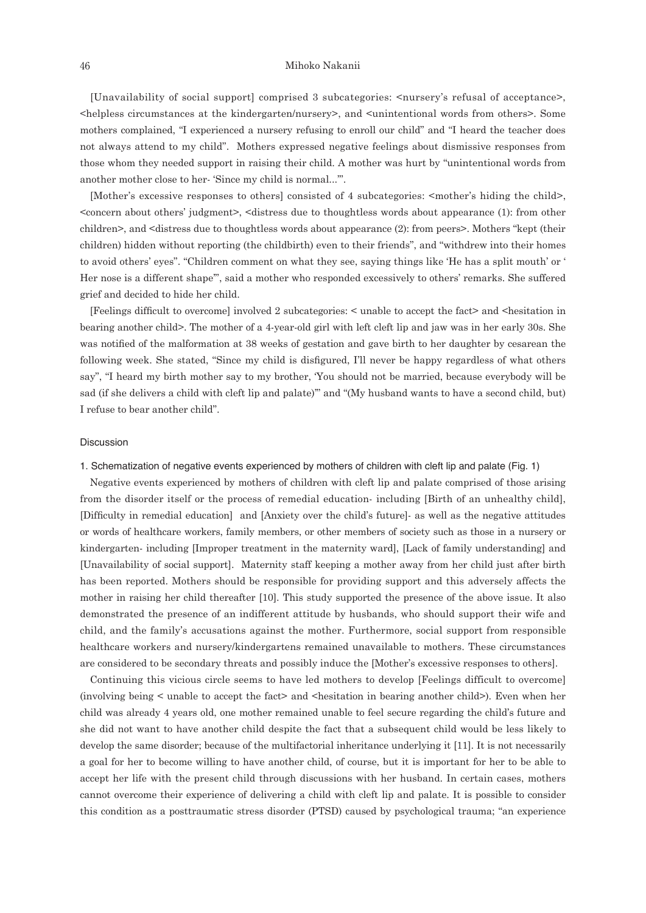[Unavailability of social support] comprised 3 subcategories: <nursery's refusal of acceptance>, <helpless circumstances at the kindergarten/nursery>, and <unintentional words from others>. Some mothers complained, "I experienced a nursery refusing to enroll our child" and "I heard the teacher does not always attend to my child". Mothers expressed negative feelings about dismissive responses from those whom they needed support in raising their child. A mother was hurt by "unintentional words from another mother close to her- 'Since my child is normal...'".

[Mother's excessive responses to others] consisted of 4 subcategories: <mother's hiding the child>, <concern about others' judgment>, <distress due to thoughtless words about appearance (1): from other children>, and <distress due to thoughtless words about appearance (2): from peers>. Mothers "kept (their children) hidden without reporting (the childbirth) even to their friends", and "withdrew into their homes to avoid others' eyes". "Children comment on what they see, saying things like 'He has a split mouth' or ' Her nose is a different shape'", said a mother who responded excessively to others' remarks. She suffered grief and decided to hide her child.

[Feelings difficult to overcome] involved 2 subcategories: < unable to accept the fact> and <hesitation in bearing another child>. The mother of a 4-year-old girl with left cleft lip and jaw was in her early 30s. She was notified of the malformation at 38 weeks of gestation and gave birth to her daughter by cesarean the following week. She stated, "Since my child is disfigured, I'll never be happy regardless of what others say", "I heard my birth mother say to my brother, 'You should not be married, because everybody will be sad (if she delivers a child with cleft lip and palate)'" and "(My husband wants to have a second child, but) I refuse to bear another child".

## Discussion

### 1. Schematization of negative events experienced by mothers of children with cleft lip and palate (Fig. 1)

Negative events experienced by mothers of children with cleft lip and palate comprised of those arising from the disorder itself or the process of remedial education- including [Birth of an unhealthy child], [Difficulty in remedial education] and [Anxiety over the child's future]- as well as the negative attitudes or words of healthcare workers, family members, or other members of society such as those in a nursery or kindergarten- including [Improper treatment in the maternity ward], [Lack of family understanding] and [Unavailability of social support]. Maternity staff keeping a mother away from her child just after birth has been reported. Mothers should be responsible for providing support and this adversely affects the mother in raising her child thereafter [10]. This study supported the presence of the above issue. It also demonstrated the presence of an indifferent attitude by husbands, who should support their wife and child, and the family's accusations against the mother. Furthermore, social support from responsible healthcare workers and nursery/kindergartens remained unavailable to mothers. These circumstances are considered to be secondary threats and possibly induce the [Mother's excessive responses to others].

Continuing this vicious circle seems to have led mothers to develop [Feelings difficult to overcome] (involving being < unable to accept the fact> and <hesitation in bearing another child>). Even when her child was already 4 years old, one mother remained unable to feel secure regarding the child's future and she did not want to have another child despite the fact that a subsequent child would be less likely to develop the same disorder; because of the multifactorial inheritance underlying it [11]. It is not necessarily a goal for her to become willing to have another child, of course, but it is important for her to be able to accept her life with the present child through discussions with her husband. In certain cases, mothers cannot overcome their experience of delivering a child with cleft lip and palate. It is possible to consider this condition as a posttraumatic stress disorder (PTSD) caused by psychological trauma; "an experience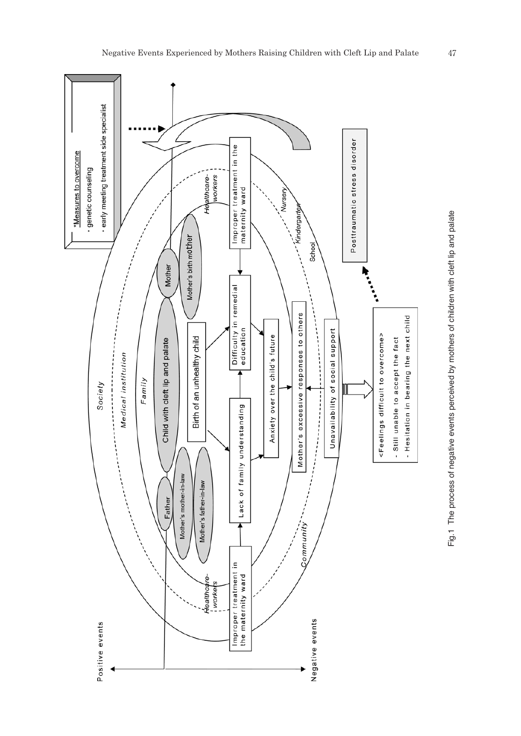Fig.1 The process of negative events perceived by mothers of children with cleft lip and palate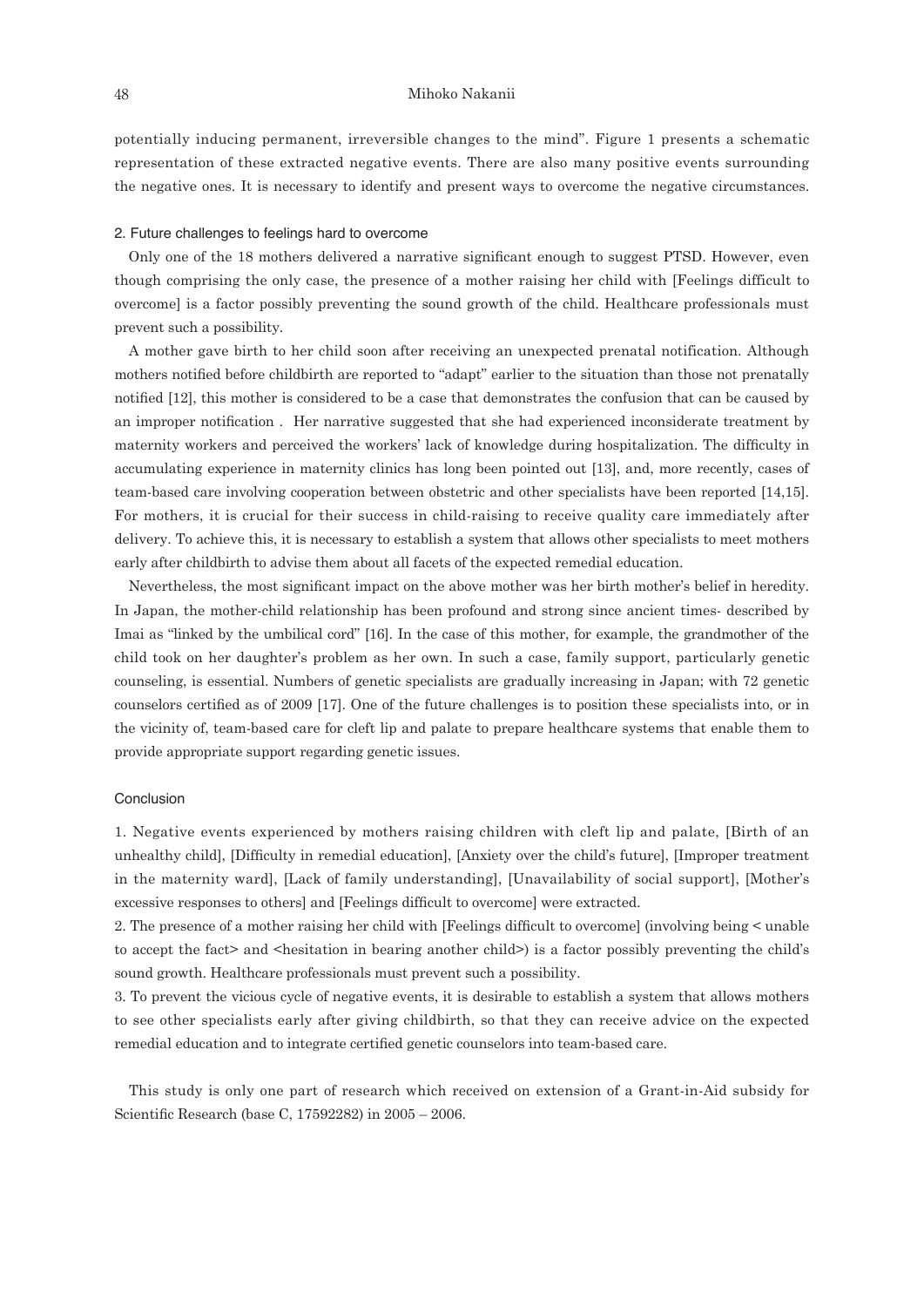potentially inducing permanent, irreversible changes to the mind". Figure 1 presents a schematic representation of these extracted negative events. There are also many positive events surrounding the negative ones. It is necessary to identify and present ways to overcome the negative circumstances.

## 2. Future challenges to feelings hard to overcome

Only one of the 18 mothers delivered a narrative significant enough to suggest PTSD. However, even though comprising the only case, the presence of a mother raising her child with [Feelings difficult to overcome] is a factor possibly preventing the sound growth of the child. Healthcare professionals must prevent such a possibility.

A mother gave birth to her child soon after receiving an unexpected prenatal notification. Although mothers notified before childbirth are reported to "adapt" earlier to the situation than those not prenatally notified [12], this mother is considered to be a case that demonstrates the confusion that can be caused by an improper notification . Her narrative suggested that she had experienced inconsiderate treatment by maternity workers and perceived the workers' lack of knowledge during hospitalization. The difficulty in accumulating experience in maternity clinics has long been pointed out [13], and, more recently, cases of team-based care involving cooperation between obstetric and other specialists have been reported [14,15]. For mothers, it is crucial for their success in child-raising to receive quality care immediately after delivery. To achieve this, it is necessary to establish a system that allows other specialists to meet mothers early after childbirth to advise them about all facets of the expected remedial education.

Nevertheless, the most significant impact on the above mother was her birth mother's belief in heredity. In Japan, the mother-child relationship has been profound and strong since ancient times- described by Imai as "linked by the umbilical cord" [16]. In the case of this mother, for example, the grandmother of the child took on her daughter's problem as her own. In such a case, family support, particularly genetic counseling, is essential. Numbers of genetic specialists are gradually increasing in Japan; with 72 genetic counselors certified as of 2009 [17]. One of the future challenges is to position these specialists into, or in the vicinity of, team-based care for cleft lip and palate to prepare healthcare systems that enable them to provide appropriate support regarding genetic issues.

## Conclusion

1. Negative events experienced by mothers raising children with cleft lip and palate, [Birth of an unhealthy child], [Difficulty in remedial education], [Anxiety over the child's future], [Improper treatment in the maternity ward], [Lack of family understanding], [Unavailability of social support], [Mother's excessive responses to others] and [Feelings difficult to overcome] were extracted.

2. The presence of a mother raising her child with [Feelings difficult to overcome] (involving being < unable to accept the fact> and <hesitation in bearing another child>) is a factor possibly preventing the child's sound growth. Healthcare professionals must prevent such a possibility.

3. To prevent the vicious cycle of negative events, it is desirable to establish a system that allows mothers to see other specialists early after giving childbirth, so that they can receive advice on the expected remedial education and to integrate certified genetic counselors into team-based care.

This study is only one part of research which received on extension of a Grant-in-Aid subsidy for Scientific Research (base C, 17592282) in 2005 – 2006.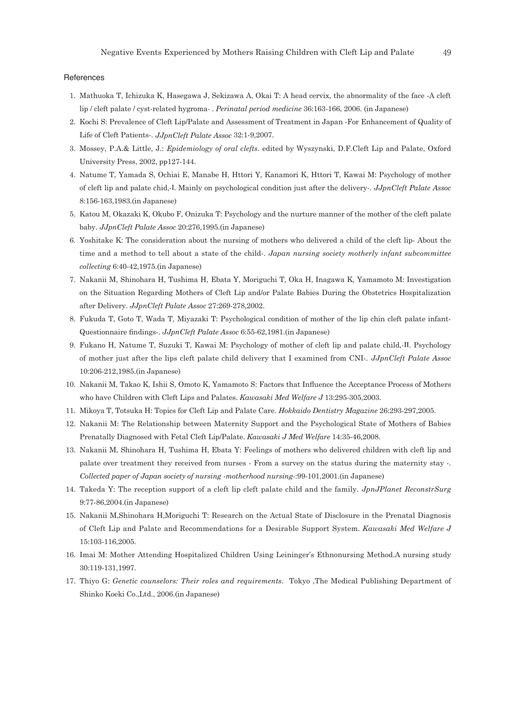## References

1. Mathuoka T, Ichizuka K, Hasegawa J, Sekizawa A, Okai T: A head cervix, the abnormality of the face -A cleft lip / cleft palate / cyst-related hygroma- . *Perinatal period medicine* 36:163-166, 2006. (in Japanese)
2. Kochi S: Prevalence of Cleft Lip/Palate and Assessment of Treatment in Japan -For Enhancement of Quality of Life of Cleft Patients-. *JJpnCleft Palate Assoc* 32:1-9,2007.
3. Mossey, P.A.& Little, J.: *Epidemiology of oral clefts*. edited by Wyszynski, D.F.Cleft Lip and Palate, Oxford University Press, 2002, pp127-144.
4. Natume T, Yamada S, Ochiai E, Manabe H, Httori Y, Kanamori K, Httori T, Kawai M: Psychology of mother of cleft lip and palate chid,-I. Mainly on psychological condition just after the delivery-. *JJpnCleft Palate Assoc* 8:156-163,1983.(in Japanese)
5. Katou M, Okazaki K, Okubo F, Onizuka T: Psychology and the nurture manner of the mother of the cleft palate baby. *JJpnCleft Palate Assoc* 20:276,1995.(in Japanese)
6. Yoshitake K: The consideration about the nursing of mothers who delivered a child of the cleft lip- About the time and a method to tell about a state of the child-. *Japan nursing society motherly infant subcommittee collecting* 6:40-42,1975.(in Japanese)
7. Nakanii M, Shinohara H, Tushima H, Ebata Y, Moriguchi T, Oka H, Inagawa K, Yamamoto M: Investigation on the Situation Regarding Mothers of Cleft Lip and/or Palate Babies During the Obstetrics Hospitalization after Delivery. *JJpnCleft Palate Assoc* 27:269-278,2002.
8. Fukuda T, Goto T, Wada T, Miyazaki T: Psychological condition of mother of the lip chin cleft palate infant-Questionnaire findings-. *JJpnCleft Palate Assoc* 6:55-62,1981.(in Japanese)
9. Fukano H, Natume T, Suzuki T, Kawai M: Psychology of mother of cleft lip and palate child,-II. Psychology of mother just after the lips cleft palate child delivery that I examined from CNI-. *JJpnCleft Palate Assoc* 10:206-212,1985.(in Japanese)
10. Nakanii M, Takao K, Ishii S, Omoto K, Yamamoto S: Factors that Influence the Acceptance Process of Mothers who have Children with Cleft Lips and Palates. *Kawasaki Med Welfare J* 13:295-305,2003.
11. Mikoya T, Totsuka H: Topics for Cleft Lip and Palate Care. *Hokkaido Dentistry Magazine* 26:293-297,2005.
12. Nakanii M: The Relationship between Maternity Support and the Psychological State of Mothers of Babies Prenatally Diagnosed with Fetal Cleft Lip/Palate. *Kawasaki J Med Welfare* 14:35-46,2008.
13. Nakanii M, Shinohara H, Tushima H, Ebata Y: Feelings of mothers who delivered children with cleft lip and palate over treatment they received from nurses - From a survey on the status during the maternity stay -. *Collected paper of Japan society of nursing -motherhood nursing-*:99-101,2001.(in Japanese)
14. Takeda Y: The reception support of a cleft lip cleft palate child and the family. *JpnJPlanet ReconstrSurg* 9:77-86,2004.(in Japanese)
15. Nakanii M,Shinohara H,Moriguchi T: Research on the Actual State of Disclosure in the Prenatal Diagnosis of Cleft Lip and Palate and Recommendations for a Desirable Support System. *Kawasaki Med Welfare J* 15:103-116,2005.
16. Imai M: Mother Attending Hospitalized Children Using Leininger's Ethnonursing Method.A nursing study 30:119-131,1997.
17. Thiyo G: *Genetic counselors: Their roles and requirements*. Tokyo ,The Medical Publishing Department of Shinko Koeki Co.,Ltd., 2006.(in Japanese)